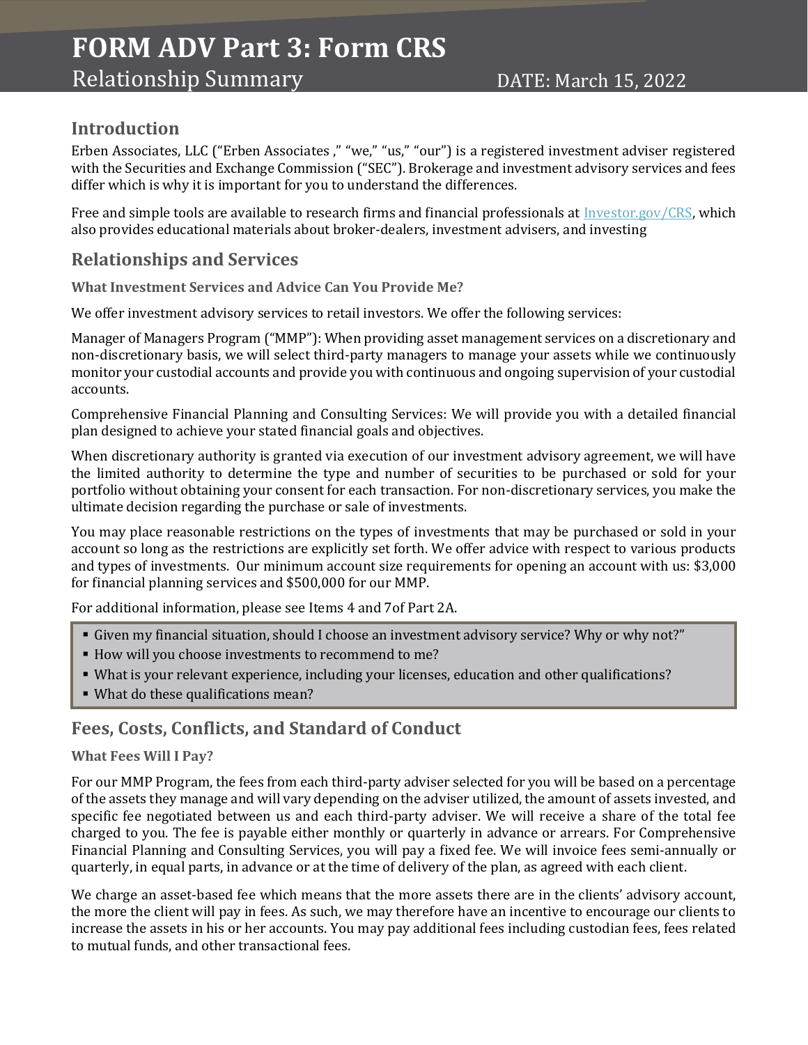# FORM ADV Part 3: Form CRS

Relationship Summary DATE: March 15, 2022

## Introduction

Erben Associates, LLC ("Erben Associates ," "we," "us," "our") is a registered investment adviser registered with the Securities and Exchange Commission ("SEC"). Brokerage and investment advisory services and fees differ which is why it is important for you to understand the differences.

Free and simple tools are available to research firms and financial professionals at [Investor.gov/CRS](https://Investor.gov/CRS), which also provides educational materials about broker-dealers, investment advisers, and investing

## Relationships and Services

### What Investment Services and Advice Can You Provide Me?

We offer investment advisory services to retail investors. We offer the following services:

Manager of Managers Program ("MMP"): When providing asset management services on a discretionary and non-discretionary basis, we will select third-party managers to manage your assets while we continuously monitor your custodial accounts and provide you with continuous and ongoing supervision of your custodial accounts.

Comprehensive Financial Planning and Consulting Services: We will provide you with a detailed financial plan designed to achieve your stated financial goals and objectives.

When discretionary authority is granted via execution of our investment advisory agreement, we will have the limited authority to determine the type and number of securities to be purchased or sold for your portfolio without obtaining your consent for each transaction. For non-discretionary services, you make the ultimate decision regarding the purchase or sale of investments.

You may place reasonable restrictions on the types of investments that may be purchased or sold in your account so long as the restrictions are explicitly set forth. We offer advice with respect to various products and types of investments. Our minimum account size requirements for opening an account with us: $3,000 for financial planning services and $500,000 for our MMP.

For additional information, please see Items 4 and 7of Part 2A.

- Given my financial situation, should I choose an investment advisory service? Why or why not?"
- How will you choose investments to recommend to me?
- What is your relevant experience, including your licenses, education and other qualifications?
- What do these qualifications mean?

## Fees, Costs, Conflicts, and Standard of Conduct

### What Fees Will I Pay?

For our MMP Program, the fees from each third-party adviser selected for you will be based on a percentage of the assets they manage and will vary depending on the adviser utilized, the amount of assets invested, and specific fee negotiated between us and each third-party adviser. We will receive a share of the total fee charged to you. The fee is payable either monthly or quarterly in advance or arrears. For Comprehensive Financial Planning and Consulting Services, you will pay a fixed fee. We will invoice fees semi-annually or quarterly, in equal parts, in advance or at the time of delivery of the plan, as agreed with each client.

We charge an asset-based fee which means that the more assets there are in the clients' advisory account, the more the client will pay in fees. As such, we may therefore have an incentive to encourage our clients to increase the assets in his or her accounts. You may pay additional fees including custodian fees, fees related to mutual funds, and other transactional fees.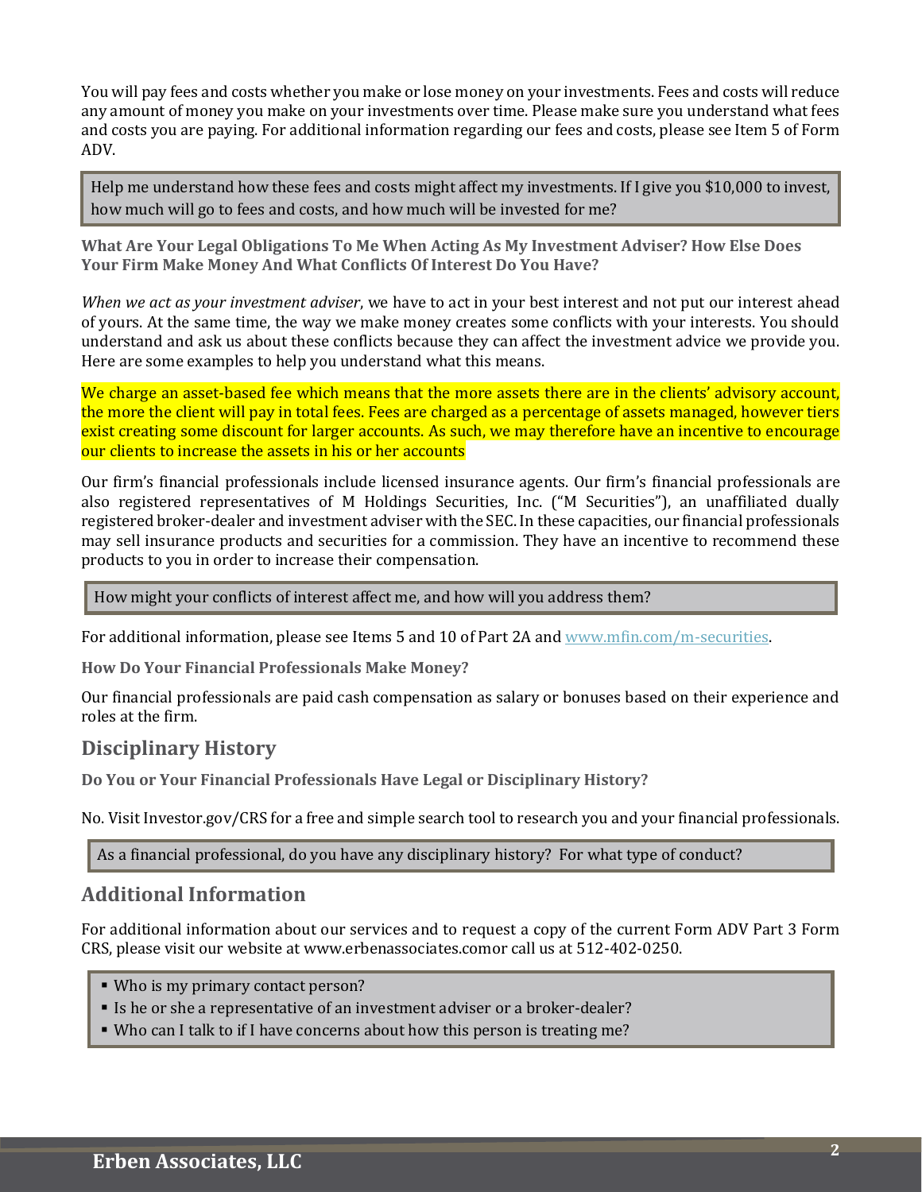You will pay fees and costs whether you make or lose money on your investments. Fees and costs will reduce any amount of money you make on your investments over time. Please make sure you understand what fees and costs you are paying. For additional information regarding our fees and costs, please see Item 5 of Form ADV.

> Help me understand how these fees and costs might affect my investments. If I give you $10,000 to invest, how much will go to fees and costs, and how much will be invested for me?

**What Are Your Legal Obligations To Me When Acting As My Investment Adviser? How Else Does Your Firm Make Money And What Conflicts Of Interest Do You Have?**

*When we act as your investment adviser*, we have to act in your best interest and not put our interest ahead of yours. At the same time, the way we make money creates some conflicts with your interests. You should understand and ask us about these conflicts because they can affect the investment advice we provide you. Here are some examples to help you understand what this means.

We charge an asset-based fee which means that the more assets there are in the clients' advisory account, the more the client will pay in total fees. Fees are charged as a percentage of assets managed, however tiers exist creating some discount for larger accounts. As such, we may therefore have an incentive to encourage our clients to increase the assets in his or her accounts

Our firm's financial professionals include licensed insurance agents. Our firm's financial professionals are also registered representatives of M Holdings Securities, Inc. ("M Securities"), an unaffiliated dually registered broker-dealer and investment adviser with the SEC. In these capacities, our financial professionals may sell insurance products and securities for a commission. They have an incentive to recommend these products to you in order to increase their compensation.

> How might your conflicts of interest affect me, and how will you address them?

For additional information, please see Items 5 and 10 of Part 2A and www.mfin.com/m-securities.

**How Do Your Financial Professionals Make Money?**

Our financial professionals are paid cash compensation as salary or bonuses based on their experience and roles at the firm.

## Disciplinary History

**Do You or Your Financial Professionals Have Legal or Disciplinary History?**

No. Visit Investor.gov/CRS for a free and simple search tool to research you and your financial professionals.

> As a financial professional, do you have any disciplinary history? For what type of conduct?

## Additional Information

For additional information about our services and to request a copy of the current Form ADV Part 3 Form CRS, please visit our website at www.erbenassociates.comor call us at 512-402-0250.

> - Who is my primary contact person?
> - Is he or she a representative of an investment adviser or a broker-dealer?
> - Who can I talk to if I have concerns about how this person is treating me?